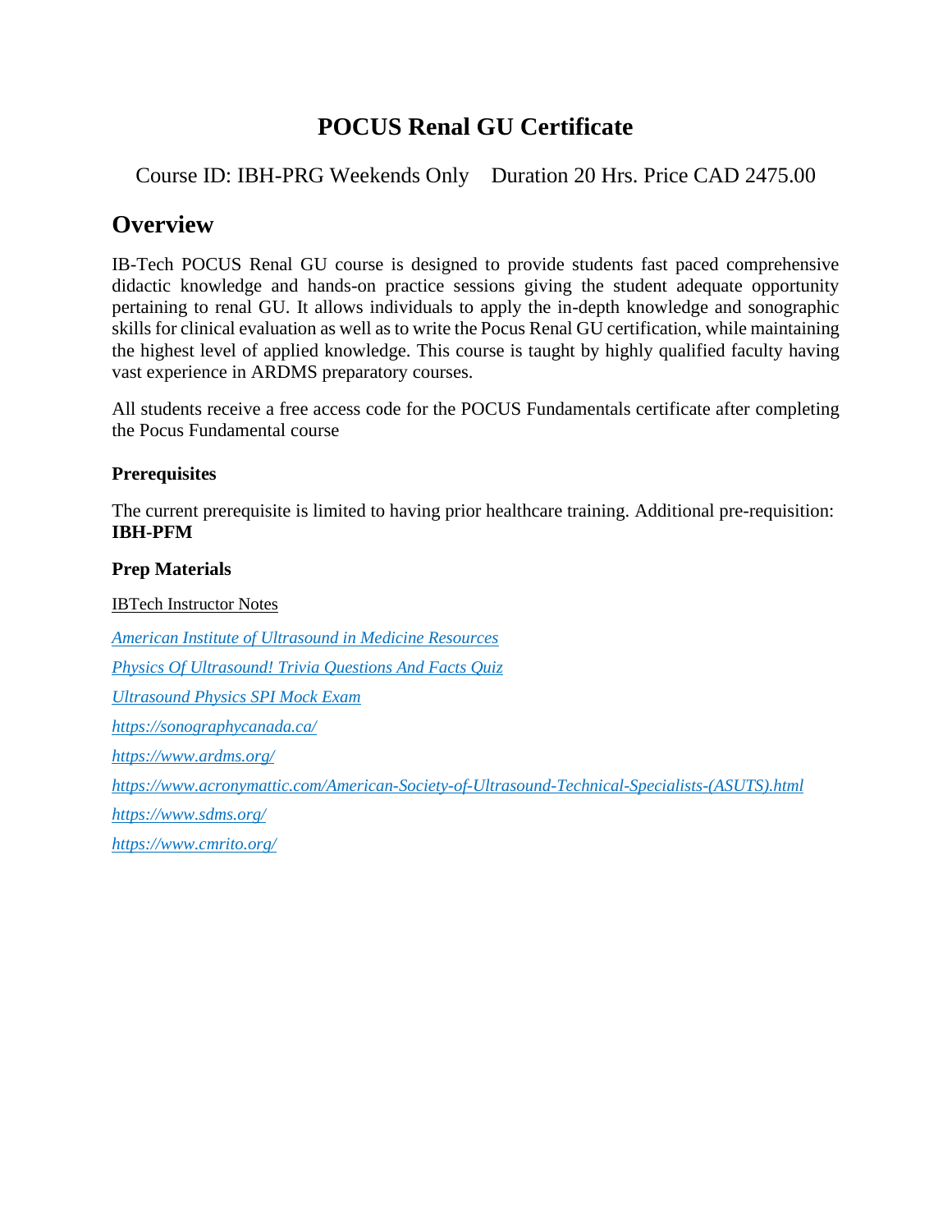# POCUS Renal GU Certificate

Course ID: IBH-PRG Weekends Only    Duration 20 Hrs. Price CAD 2475.00

## Overview

IB-Tech POCUS Renal GU course is designed to provide students fast paced comprehensive didactic knowledge and hands-on practice sessions giving the student adequate opportunity pertaining to renal GU. It allows individuals to apply the in-depth knowledge and sonographic skills for clinical evaluation as well as to write the Pocus Renal GU certification, while maintaining the highest level of applied knowledge. This course is taught by highly qualified faculty having vast experience in ARDMS preparatory courses.

All students receive a free access code for the POCUS Fundamentals certificate after completing the Pocus Fundamental course

### Prerequisites

The current prerequisite is limited to having prior healthcare training. Additional pre-requisition: **IBH-PFM**

### Prep Materials

IBTech Instructor Notes

*American Institute of Ultrasound in Medicine Resources*

*Physics Of Ultrasound! Trivia Questions And Facts Quiz*

*Ultrasound Physics SPI Mock Exam*

*https://sonographycanada.ca/*

*https://www.ardms.org/*

*https://www.acronymattic.com/American-Society-of-Ultrasound-Technical-Specialists-(ASUTS).html*

*https://www.sdms.org/*

*https://www.cmrito.org/*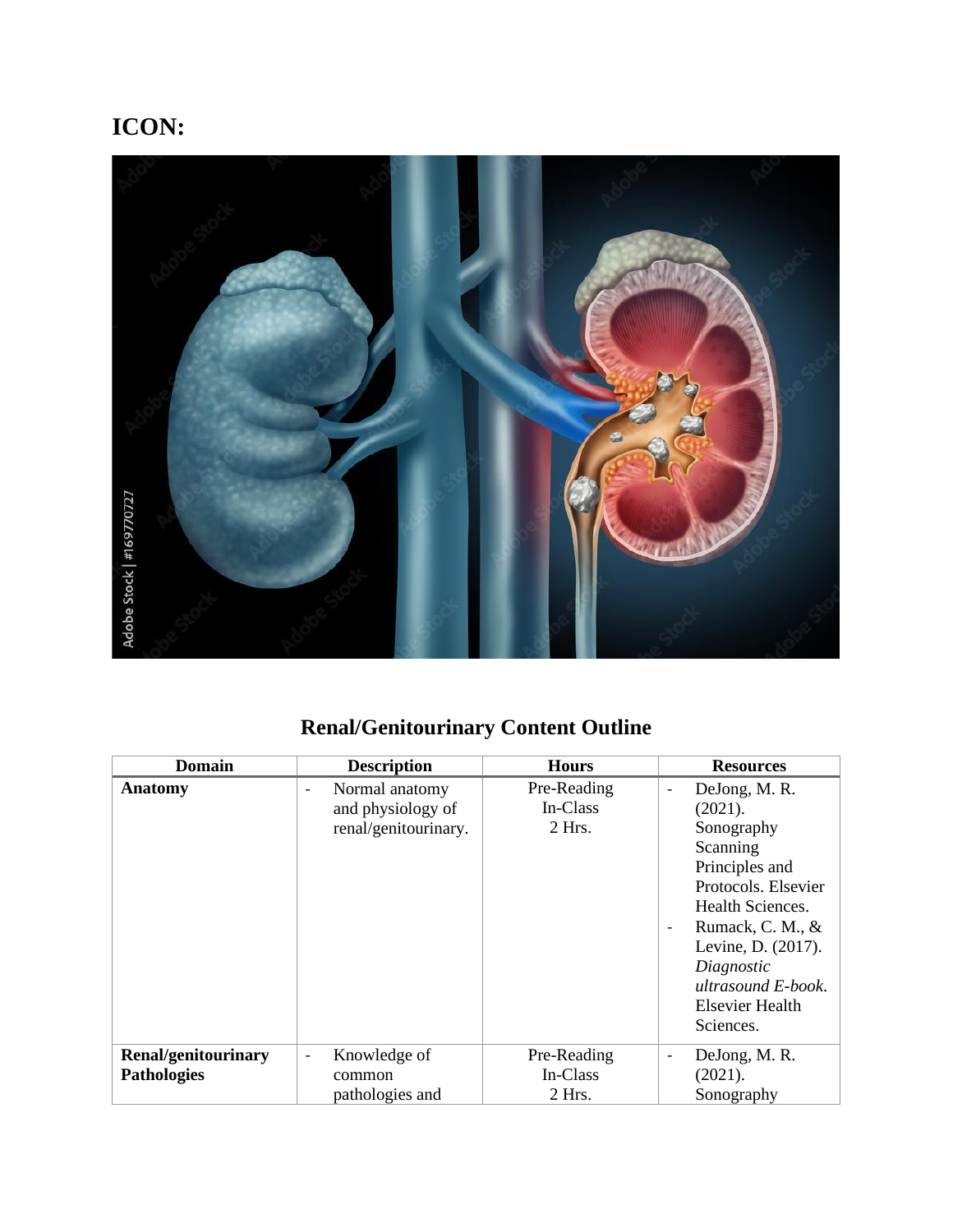**ICON:**

## Renal/Genitourinary Content Outline

| Domain | Description | Hours | Resources |
|---|---|---|---|
| **Anatomy** | - Normal anatomy and physiology of renal/genitourinary. | Pre-Reading<br>In-Class<br>2 Hrs. | - DeJong, M. R. (2021). Sonography Scanning Principles and Protocols. Elsevier Health Sciences.<br>- Rumack, C. M., & Levine, D. (2017). *Diagnostic ultrasound E-book*. Elsevier Health Sciences. |
| **Renal/genitourinary Pathologies** | - Knowledge of common pathologies and | Pre-Reading<br>In-Class<br>2 Hrs. | - DeJong, M. R. (2021). Sonography |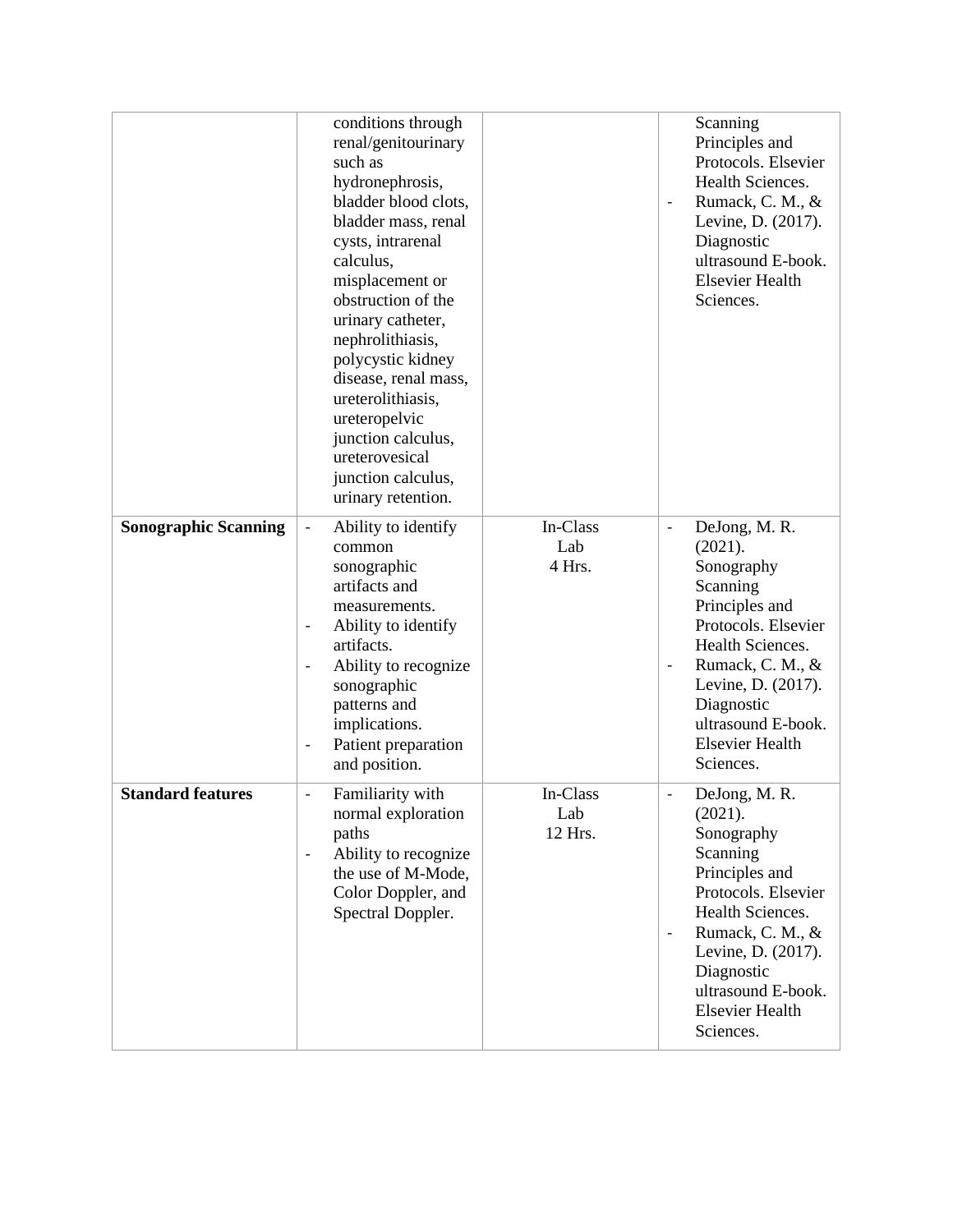| | | | |
|---|---|---|---|
| | conditions through renal/genitourinary such as hydronephrosis, bladder blood clots, bladder mass, renal cysts, intrarenal calculus, misplacement or obstruction of the urinary catheter, nephrolithiasis, polycystic kidney disease, renal mass, ureterolithiasis, ureteropelvic junction calculus, ureterovesical junction calculus, urinary retention. | | Scanning Principles and Protocols. Elsevier Health Sciences.<br>- Rumack, C. M., & Levine, D. (2017). Diagnostic ultrasound E-book. Elsevier Health Sciences. |
| **Sonographic Scanning** | - Ability to identify common sonographic artifacts and measurements.<br>- Ability to identify artifacts.<br>- Ability to recognize sonographic patterns and implications.<br>- Patient preparation and position. | In-Class Lab 4 Hrs. | - DeJong, M. R. (2021). Sonography Scanning Principles and Protocols. Elsevier Health Sciences.<br>- Rumack, C. M., & Levine, D. (2017). Diagnostic ultrasound E-book. Elsevier Health Sciences. |
| **Standard features** | - Familiarity with normal exploration paths<br>- Ability to recognize the use of M-Mode, Color Doppler, and Spectral Doppler. | In-Class Lab 12 Hrs. | - DeJong, M. R. (2021). Sonography Scanning Principles and Protocols. Elsevier Health Sciences.<br>- Rumack, C. M., & Levine, D. (2017). Diagnostic ultrasound E-book. Elsevier Health Sciences. |